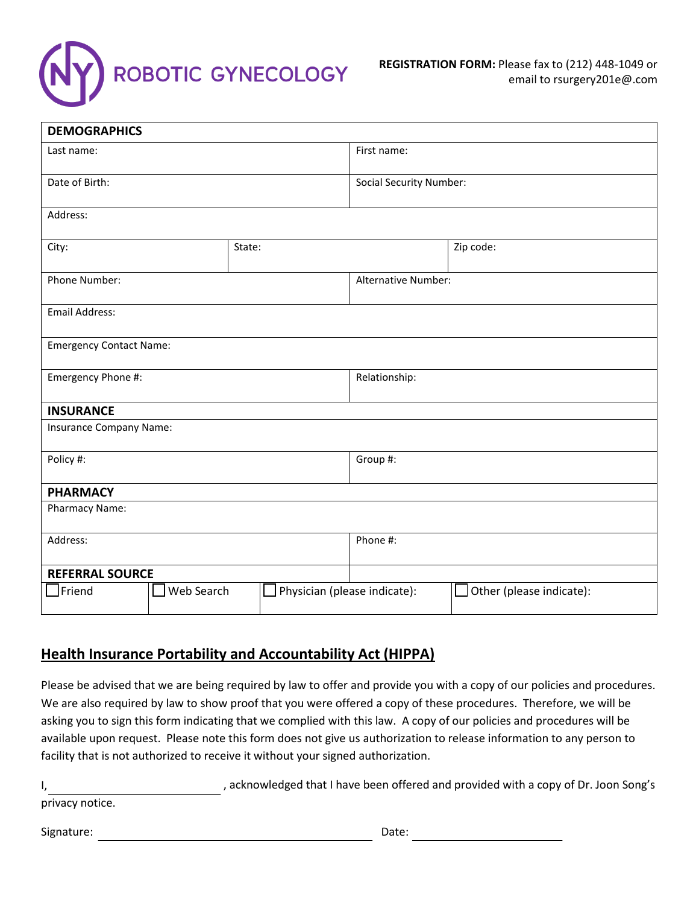# NY ROBOTIC GYNECOLOGY

**REGISTRATION FORM:** Please fax to (212) 448-1049 or email to rsurgery201e@.com

| **DEMOGRAPHICS** | | | |
|---|---|---|---|
| Last name: | | First name: | |
| Date of Birth: | | Social Security Number: | |
| Address: | | | |
| City: | State: | | Zip code: |
| Phone Number: | | Alternative Number: | |
| Email Address: | | | |
| Emergency Contact Name: | | | |
| Emergency Phone #: | | Relationship: | |
| **INSURANCE** | | | |
| Insurance Company Name: | | | |
| Policy #: | | Group #: | |
| **PHARMACY** | | | |
| Pharmacy Name: | | | |
| Address: | | Phone #: | |
| **REFERRAL SOURCE** | | | |
| ☐ Friend | ☐ Web Search | ☐ Physician (please indicate): | ☐ Other (please indicate): |

## Health Insurance Portability and Accountability Act (HIPPA)

Please be advised that we are being required by law to offer and provide you with a copy of our policies and procedures. We are also required by law to show proof that you were offered a copy of these procedures. Therefore, we will be asking you to sign this form indicating that we complied with this law. A copy of our policies and procedures will be available upon request. Please note this form does not give us authorization to release information to any person to facility that is not authorized to receive it without your signed authorization.

I, ____________________________, acknowledged that I have been offered and provided with a copy of Dr. Joon Song's privacy notice.

Signature: ________________________________________ Date: ____________________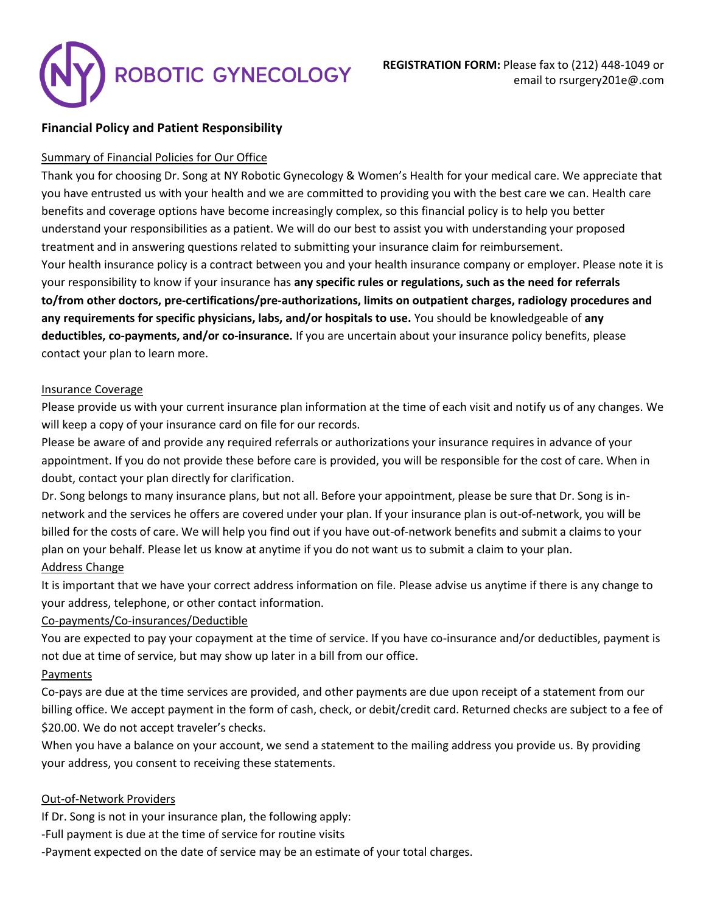**ROBOTIC GYNECOLOGY**

**REGISTRATION FORM:** Please fax to (212) 448-1049 or email to rsurgery201e@.com

## Financial Policy and Patient Responsibility

Summary of Financial Policies for Our Office

Thank you for choosing Dr. Song at NY Robotic Gynecology & Women's Health for your medical care. We appreciate that you have entrusted us with your health and we are committed to providing you with the best care we can. Health care benefits and coverage options have become increasingly complex, so this financial policy is to help you better understand your responsibilities as a patient. We will do our best to assist you with understanding your proposed treatment and in answering questions related to submitting your insurance claim for reimbursement.

Your health insurance policy is a contract between you and your health insurance company or employer. Please note it is your responsibility to know if your insurance has **any specific rules or regulations, such as the need for referrals to/from other doctors, pre-certifications/pre-authorizations, limits on outpatient charges, radiology procedures and any requirements for specific physicians, labs, and/or hospitals to use.** You should be knowledgeable of **any deductibles, co-payments, and/or co-insurance.** If you are uncertain about your insurance policy benefits, please contact your plan to learn more.

Insurance Coverage

Please provide us with your current insurance plan information at the time of each visit and notify us of any changes. We will keep a copy of your insurance card on file for our records.

Please be aware of and provide any required referrals or authorizations your insurance requires in advance of your appointment. If you do not provide these before care is provided, you will be responsible for the cost of care. When in doubt, contact your plan directly for clarification.

Dr. Song belongs to many insurance plans, but not all. Before your appointment, please be sure that Dr. Song is in-network and the services he offers are covered under your plan. If your insurance plan is out-of-network, you will be billed for the costs of care. We will help you find out if you have out-of-network benefits and submit a claims to your plan on your behalf. Please let us know at anytime if you do not want us to submit a claim to your plan.

Address Change

It is important that we have your correct address information on file. Please advise us anytime if there is any change to your address, telephone, or other contact information.

Co-payments/Co-insurances/Deductible

You are expected to pay your copayment at the time of service. If you have co-insurance and/or deductibles, payment is not due at time of service, but may show up later in a bill from our office.

Payments

Co-pays are due at the time services are provided, and other payments are due upon receipt of a statement from our billing office. We accept payment in the form of cash, check, or debit/credit card. Returned checks are subject to a fee of $20.00. We do not accept traveler's checks.

When you have a balance on your account, we send a statement to the mailing address you provide us. By providing your address, you consent to receiving these statements.

Out-of-Network Providers

If Dr. Song is not in your insurance plan, the following apply:

-Full payment is due at the time of service for routine visits

-Payment expected on the date of service may be an estimate of your total charges.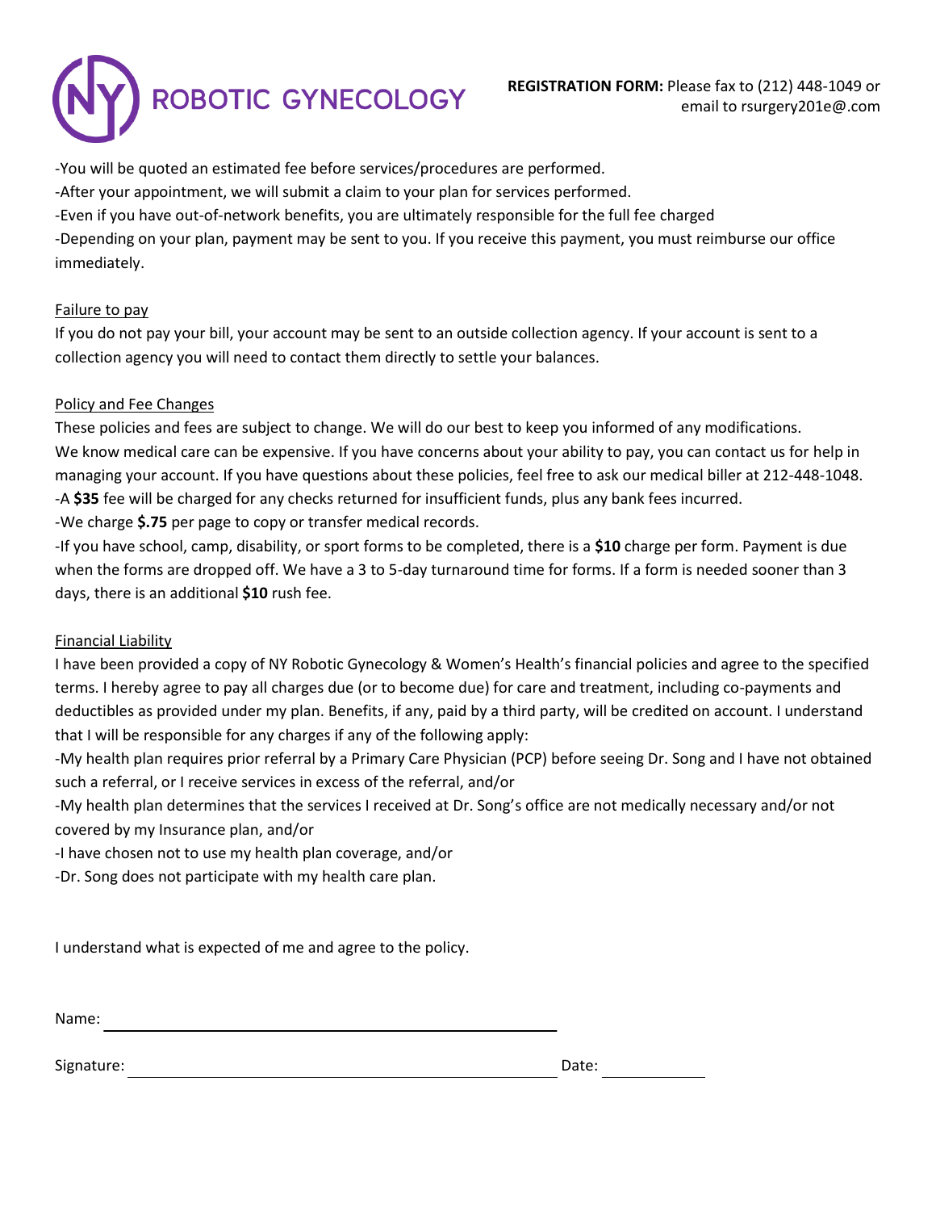**NY ROBOTIC GYNECOLOGY**

**REGISTRATION FORM:** Please fax to (212) 448-1049 or email to rsurgery201e@.com

-You will be quoted an estimated fee before services/procedures are performed.
-After your appointment, we will submit a claim to your plan for services performed.
-Even if you have out-of-network benefits, you are ultimately responsible for the full fee charged
-Depending on your plan, payment may be sent to you. If you receive this payment, you must reimburse our office immediately.

<u>Failure to pay</u>

If you do not pay your bill, your account may be sent to an outside collection agency. If your account is sent to a collection agency you will need to contact them directly to settle your balances.

<u>Policy and Fee Changes</u>

These policies and fees are subject to change. We will do our best to keep you informed of any modifications.
We know medical care can be expensive. If you have concerns about your ability to pay, you can contact us for help in managing your account. If you have questions about these policies, feel free to ask our medical biller at 212-448-1048.
-A **$35** fee will be charged for any checks returned for insufficient funds, plus any bank fees incurred.
-We charge **$.75** per page to copy or transfer medical records.
-If you have school, camp, disability, or sport forms to be completed, there is a **$10** charge per form. Payment is due when the forms are dropped off. We have a 3 to 5-day turnaround time for forms. If a form is needed sooner than 3 days, there is an additional **$10** rush fee.

<u>Financial Liability</u>

I have been provided a copy of NY Robotic Gynecology & Women's Health's financial policies and agree to the specified terms. I hereby agree to pay all charges due (or to become due) for care and treatment, including co-payments and deductibles as provided under my plan. Benefits, if any, paid by a third party, will be credited on account. I understand that I will be responsible for any charges if any of the following apply:
-My health plan requires prior referral by a Primary Care Physician (PCP) before seeing Dr. Song and I have not obtained such a referral, or I receive services in excess of the referral, and/or
-My health plan determines that the services I received at Dr. Song's office are not medically necessary and/or not covered by my Insurance plan, and/or
-I have chosen not to use my health plan coverage, and/or
-Dr. Song does not participate with my health care plan.

I understand what is expected of me and agree to the policy.

Name: ______________________________________________

Signature: ___________________________________________ Date: ____________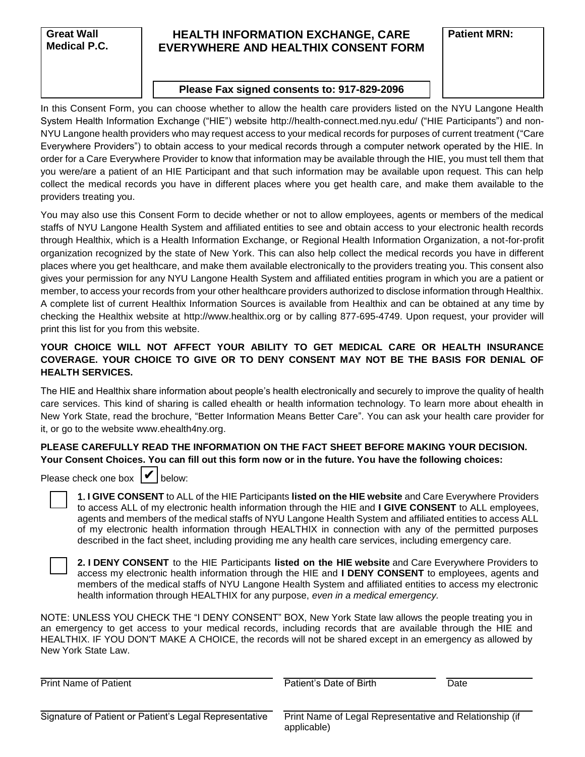**Great Wall Medical P.C.**

# HEALTH INFORMATION EXCHANGE, CARE EVERYWHERE AND HEALTHIX CONSENT FORM

**Please Fax signed consents to: 917-829-2096**

**Patient MRN:**

In this Consent Form, you can choose whether to allow the health care providers listed on the NYU Langone Health System Health Information Exchange ("HIE") website http://health-connect.med.nyu.edu/ ("HIE Participants") and non-NYU Langone health providers who may request access to your medical records for purposes of current treatment ("Care Everywhere Providers") to obtain access to your medical records through a computer network operated by the HIE. In order for a Care Everywhere Provider to know that information may be available through the HIE, you must tell them that you were/are a patient of an HIE Participant and that such information may be available upon request. This can help collect the medical records you have in different places where you get health care, and make them available to the providers treating you.

You may also use this Consent Form to decide whether or not to allow employees, agents or members of the medical staffs of NYU Langone Health System and affiliated entities to see and obtain access to your electronic health records through Healthix, which is a Health Information Exchange, or Regional Health Information Organization, a not-for-profit organization recognized by the state of New York. This can also help collect the medical records you have in different places where you get healthcare, and make them available electronically to the providers treating you. This consent also gives your permission for any NYU Langone Health System and affiliated entities program in which you are a patient or member, to access your records from your other healthcare providers authorized to disclose information through Healthix. A complete list of current Healthix Information Sources is available from Healthix and can be obtained at any time by checking the Healthix website at http://www.healthix.org or by calling 877-695-4749. Upon request, your provider will print this list for you from this website.

**YOUR CHOICE WILL NOT AFFECT YOUR ABILITY TO GET MEDICAL CARE OR HEALTH INSURANCE COVERAGE. YOUR CHOICE TO GIVE OR TO DENY CONSENT MAY NOT BE THE BASIS FOR DENIAL OF HEALTH SERVICES.**

The HIE and Healthix share information about people's health electronically and securely to improve the quality of health care services. This kind of sharing is called ehealth or health information technology. To learn more about ehealth in New York State, read the brochure, "Better Information Means Better Care". You can ask your health care provider for it, or go to the website www.ehealth4ny.org.

**PLEASE CAREFULLY READ THE INFORMATION ON THE FACT SHEET BEFORE MAKING YOUR DECISION.**
**Your Consent Choices. You can fill out this form now or in the future. You have the following choices:**

Please check one box ☑ below:

☐ **1. I GIVE CONSENT** to ALL of the HIE Participants **listed on the HIE website** and Care Everywhere Providers to access ALL of my electronic health information through the HIE and **I GIVE CONSENT** to ALL employees, agents and members of the medical staffs of NYU Langone Health System and affiliated entities to access ALL of my electronic health information through HEALTHIX in connection with any of the permitted purposes described in the fact sheet, including providing me any health care services, including emergency care.

☐ **2. I DENY CONSENT** to the HIE Participants **listed on the HIE website** and Care Everywhere Providers to access my electronic health information through the HIE and **I DENY CONSENT** to employees, agents and members of the medical staffs of NYU Langone Health System and affiliated entities to access my electronic health information through HEALTHIX for any purpose, *even in a medical emergency.*

NOTE: UNLESS YOU CHECK THE "I DENY CONSENT" BOX, New York State law allows the people treating you in an emergency to get access to your medical records, including records that are available through the HIE and HEALTHIX. IF YOU DON'T MAKE A CHOICE, the records will not be shared except in an emergency as allowed by New York State Law.

______________________________ Print Name of Patient

______________________________ Patient's Date of Birth

______________________________ Date

______________________________ Signature of Patient or Patient's Legal Representative

______________________________ Print Name of Legal Representative and Relationship (if applicable)